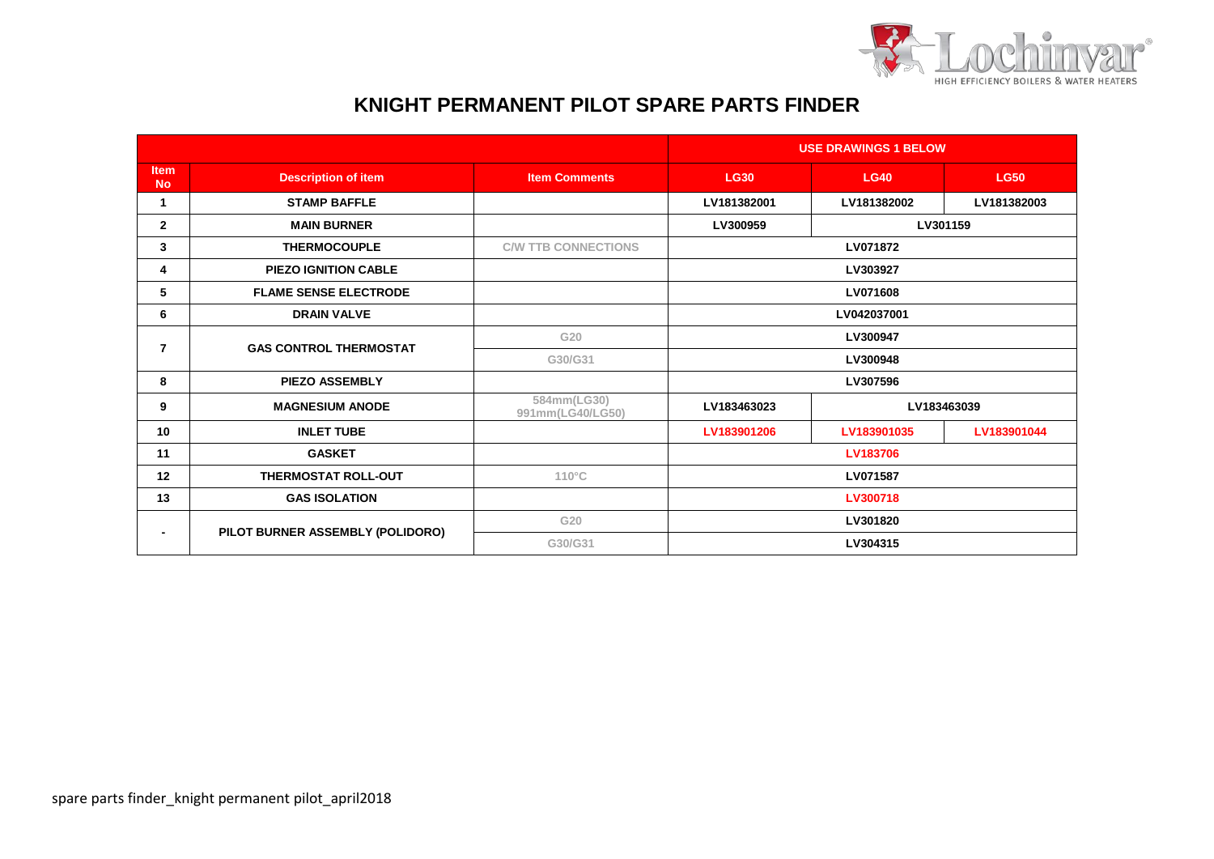# KNIGHT PERMANENT PILOT SPARE PARTS FINDER

| Item No | Description of item | Item Comments | USE DRAWINGS 1 BELOW | | |
|---|---|---|---|---|---|
| | | | LG30 | LG40 | LG50 |
| 1 | STAMP BAFFLE | | LV181382001 | LV181382002 | LV181382003 |
| 2 | MAIN BURNER | | LV300959 | LV301159 | |
| 3 | THERMOCOUPLE | C/W TTB CONNECTIONS | LV071872 | | |
| 4 | PIEZO IGNITION CABLE | | LV303927 | | |
| 5 | FLAME SENSE ELECTRODE | | LV071608 | | |
| 6 | DRAIN VALVE | | LV042037001 | | |
| 7 | GAS CONTROL THERMOSTAT | G20 | LV300947 | | |
| | | G30/G31 | LV300948 | | |
| 8 | PIEZO ASSEMBLY | | LV307596 | | |
| 9 | MAGNESIUM ANODE | 584mm(LG30) 991mm(LG40/LG50) | LV183463023 | LV183463039 | |
| 10 | INLET TUBE | | LV183901206 | LV183901035 | LV183901044 |
| 11 | GASKET | | LV183706 | | |
| 12 | THERMOSTAT ROLL-OUT | 110°C | LV071587 | | |
| 13 | GAS ISOLATION | | LV300718 | | |
| - | PILOT BURNER ASSEMBLY (POLIDORO) | G20 | LV301820 | | |
| | | G30/G31 | LV304315 | | |

spare parts finder_knight permanent pilot_april2018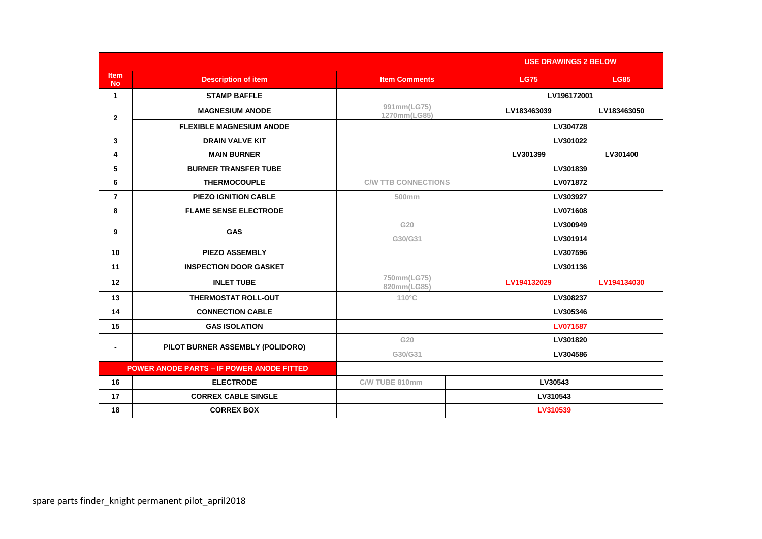| Item No | Description of item | Item Comments | USE DRAWINGS 2 BELOW | |
|---|---|---|---|---|
| | | | LG75 | LG85 |
| 1 | STAMP BAFFLE | | LV196172001 | |
| 2 | MAGNESIUM ANODE | 991mm(LG75) 1270mm(LG85) | LV183463039 | LV183463050 |
| | FLEXIBLE MAGNESIUM ANODE | | LV304728 | |
| 3 | DRAIN VALVE KIT | | LV301022 | |
| 4 | MAIN BURNER | | LV301399 | LV301400 |
| 5 | BURNER TRANSFER TUBE | | LV301839 | |
| 6 | THERMOCOUPLE | C/W TTB CONNECTIONS | LV071872 | |
| 7 | PIEZO IGNITION CABLE | 500mm | LV303927 | |
| 8 | FLAME SENSE ELECTRODE | | LV071608 | |
| 9 | GAS | G20 | LV300949 | |
| | | G30/G31 | LV301914 | |
| 10 | PIEZO ASSEMBLY | | LV307596 | |
| 11 | INSPECTION DOOR GASKET | | LV301136 | |
| 12 | INLET TUBE | 750mm(LG75) 820mm(LG85) | LV194132029 | LV194134030 |
| 13 | THERMOSTAT ROLL-OUT | 110°C | LV308237 | |
| 14 | CONNECTION CABLE | | LV305346 | |
| 15 | GAS ISOLATION | | LV071587 | |
| - | PILOT BURNER ASSEMBLY (POLIDORO) | G20 | LV301820 | |
| | | G30/G31 | LV304586 | |
| **POWER ANODE PARTS – IF POWER ANODE FITTED** | | | | |
| 16 | ELECTRODE | C/W TUBE 810mm | LV30543 | |
| 17 | CORREX CABLE SINGLE | | LV310543 | |
| 18 | CORREX BOX | | LV310539 | |

spare parts finder_knight permanent pilot_april2018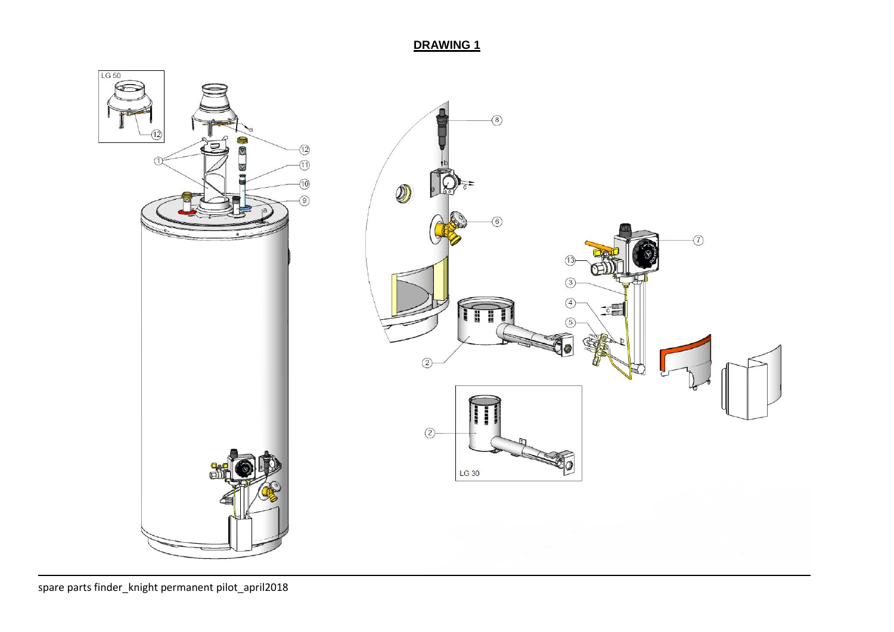## DRAWING 1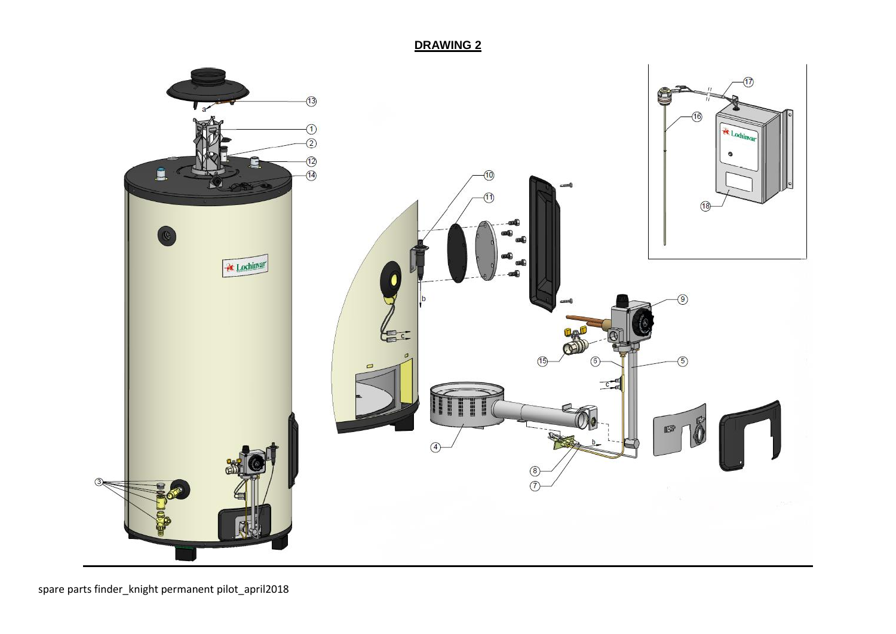## DRAWING 2

13
a
1
2
12
14
10
11
b
c
3
Lochinvar
17
16
Lochinvar
18
9
15
6
5
c
4
b
8
7

spare parts finder_knight permanent pilot_april2018